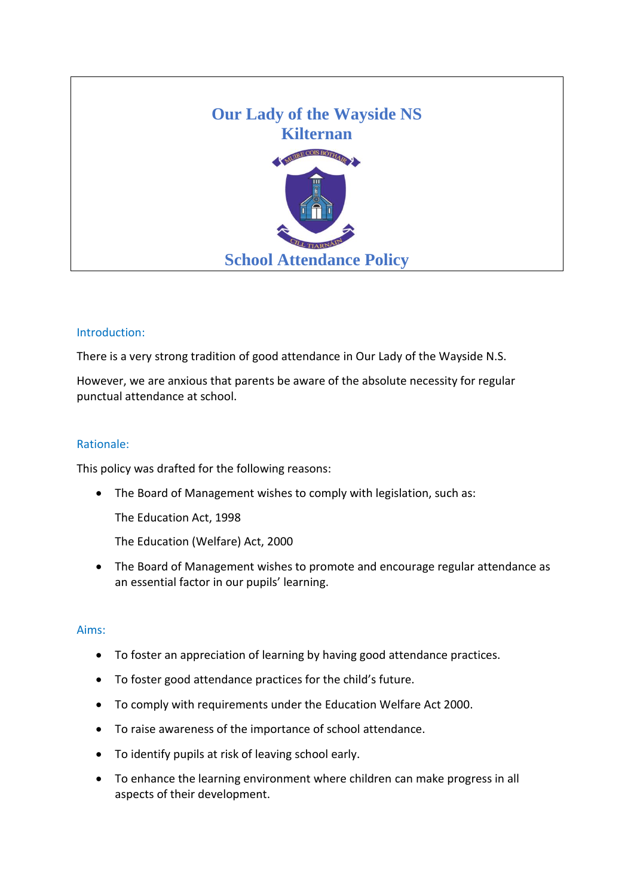# Our Lady of the Wayside NS
# Kilternan

# School Attendance Policy

## Introduction:

There is a very strong tradition of good attendance in Our Lady of the Wayside N.S.

However, we are anxious that parents be aware of the absolute necessity for regular punctual attendance at school.

## Rationale:

This policy was drafted for the following reasons:

- The Board of Management wishes to comply with legislation, such as:

  The Education Act, 1998

  The Education (Welfare) Act, 2000

- The Board of Management wishes to promote and encourage regular attendance as an essential factor in our pupils' learning.

## Aims:

- To foster an appreciation of learning by having good attendance practices.
- To foster good attendance practices for the child's future.
- To comply with requirements under the Education Welfare Act 2000.
- To raise awareness of the importance of school attendance.
- To identify pupils at risk of leaving school early.
- To enhance the learning environment where children can make progress in all aspects of their development.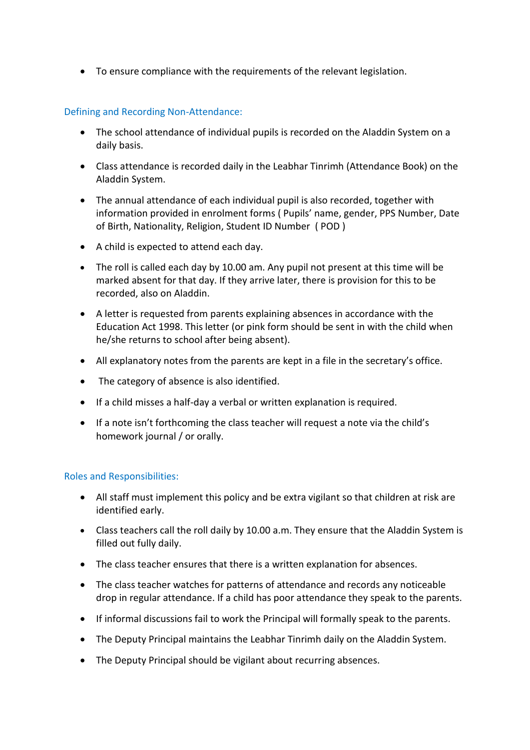- To ensure compliance with the requirements of the relevant legislation.

## Defining and Recording Non-Attendance:

- The school attendance of individual pupils is recorded on the Aladdin System on a daily basis.
- Class attendance is recorded daily in the Leabhar Tinrimh (Attendance Book) on the Aladdin System.
- The annual attendance of each individual pupil is also recorded, together with information provided in enrolment forms ( Pupils' name, gender, PPS Number, Date of Birth, Nationality, Religion, Student ID Number ( POD )
- A child is expected to attend each day.
- The roll is called each day by 10.00 am. Any pupil not present at this time will be marked absent for that day. If they arrive later, there is provision for this to be recorded, also on Aladdin.
- A letter is requested from parents explaining absences in accordance with the Education Act 1998. This letter (or pink form should be sent in with the child when he/she returns to school after being absent).
- All explanatory notes from the parents are kept in a file in the secretary's office.
- The category of absence is also identified.
- If a child misses a half-day a verbal or written explanation is required.
- If a note isn't forthcoming the class teacher will request a note via the child's homework journal / or orally.

## Roles and Responsibilities:

- All staff must implement this policy and be extra vigilant so that children at risk are identified early.
- Class teachers call the roll daily by 10.00 a.m. They ensure that the Aladdin System is filled out fully daily.
- The class teacher ensures that there is a written explanation for absences.
- The class teacher watches for patterns of attendance and records any noticeable drop in regular attendance. If a child has poor attendance they speak to the parents.
- If informal discussions fail to work the Principal will formally speak to the parents.
- The Deputy Principal maintains the Leabhar Tinrimh daily on the Aladdin System.
- The Deputy Principal should be vigilant about recurring absences.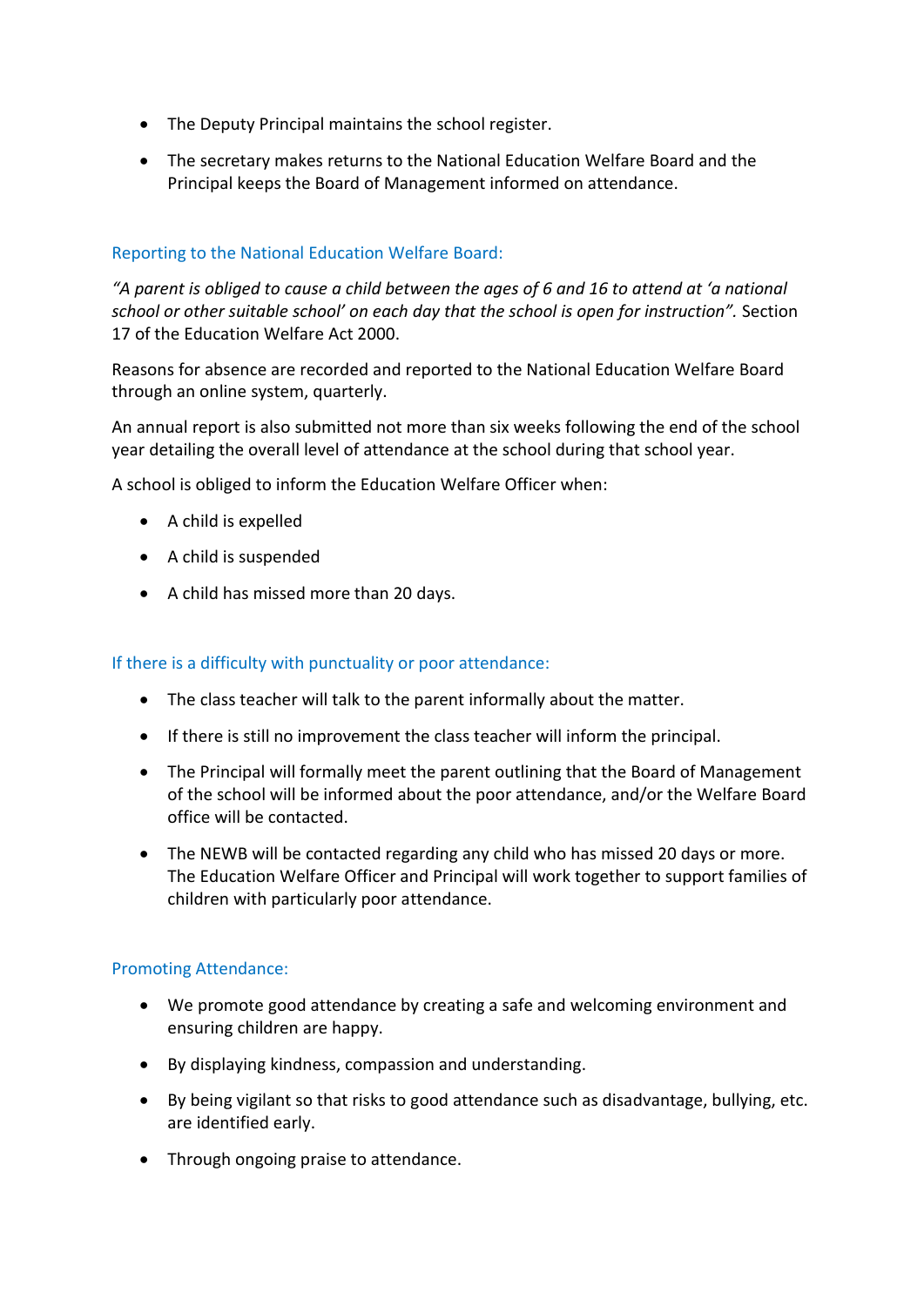- The Deputy Principal maintains the school register.
- The secretary makes returns to the National Education Welfare Board and the Principal keeps the Board of Management informed on attendance.

### Reporting to the National Education Welfare Board:

*"A parent is obliged to cause a child between the ages of 6 and 16 to attend at 'a national school or other suitable school' on each day that the school is open for instruction".* Section 17 of the Education Welfare Act 2000.

Reasons for absence are recorded and reported to the National Education Welfare Board through an online system, quarterly.

An annual report is also submitted not more than six weeks following the end of the school year detailing the overall level of attendance at the school during that school year.

A school is obliged to inform the Education Welfare Officer when:

- A child is expelled
- A child is suspended
- A child has missed more than 20 days.

### If there is a difficulty with punctuality or poor attendance:

- The class teacher will talk to the parent informally about the matter.
- If there is still no improvement the class teacher will inform the principal.
- The Principal will formally meet the parent outlining that the Board of Management of the school will be informed about the poor attendance, and/or the Welfare Board office will be contacted.
- The NEWB will be contacted regarding any child who has missed 20 days or more. The Education Welfare Officer and Principal will work together to support families of children with particularly poor attendance.

### Promoting Attendance:

- We promote good attendance by creating a safe and welcoming environment and ensuring children are happy.
- By displaying kindness, compassion and understanding.
- By being vigilant so that risks to good attendance such as disadvantage, bullying, etc. are identified early.
- Through ongoing praise to attendance.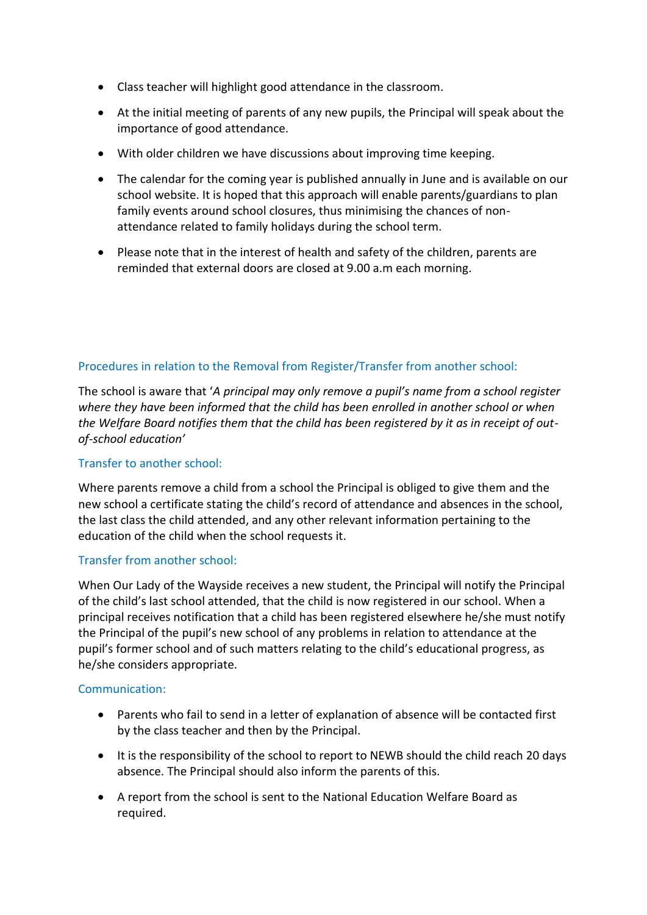- Class teacher will highlight good attendance in the classroom.
- At the initial meeting of parents of any new pupils, the Principal will speak about the importance of good attendance.
- With older children we have discussions about improving time keeping.
- The calendar for the coming year is published annually in June and is available on our school website. It is hoped that this approach will enable parents/guardians to plan family events around school closures, thus minimising the chances of non-attendance related to family holidays during the school term.
- Please note that in the interest of health and safety of the children, parents are reminded that external doors are closed at 9.00 a.m each morning.

## Procedures in relation to the Removal from Register/Transfer from another school:

The school is aware that '*A principal may only remove a pupil's name from a school register where they have been informed that the child has been enrolled in another school or when the Welfare Board notifies them that the child has been registered by it as in receipt of out-of-school education*'

## Transfer to another school:

Where parents remove a child from a school the Principal is obliged to give them and the new school a certificate stating the child's record of attendance and absences in the school, the last class the child attended, and any other relevant information pertaining to the education of the child when the school requests it.

## Transfer from another school:

When Our Lady of the Wayside receives a new student, the Principal will notify the Principal of the child's last school attended, that the child is now registered in our school. When a principal receives notification that a child has been registered elsewhere he/she must notify the Principal of the pupil's new school of any problems in relation to attendance at the pupil's former school and of such matters relating to the child's educational progress, as he/she considers appropriate.

## Communication:

- Parents who fail to send in a letter of explanation of absence will be contacted first by the class teacher and then by the Principal.
- It is the responsibility of the school to report to NEWB should the child reach 20 days absence. The Principal should also inform the parents of this.
- A report from the school is sent to the National Education Welfare Board as required.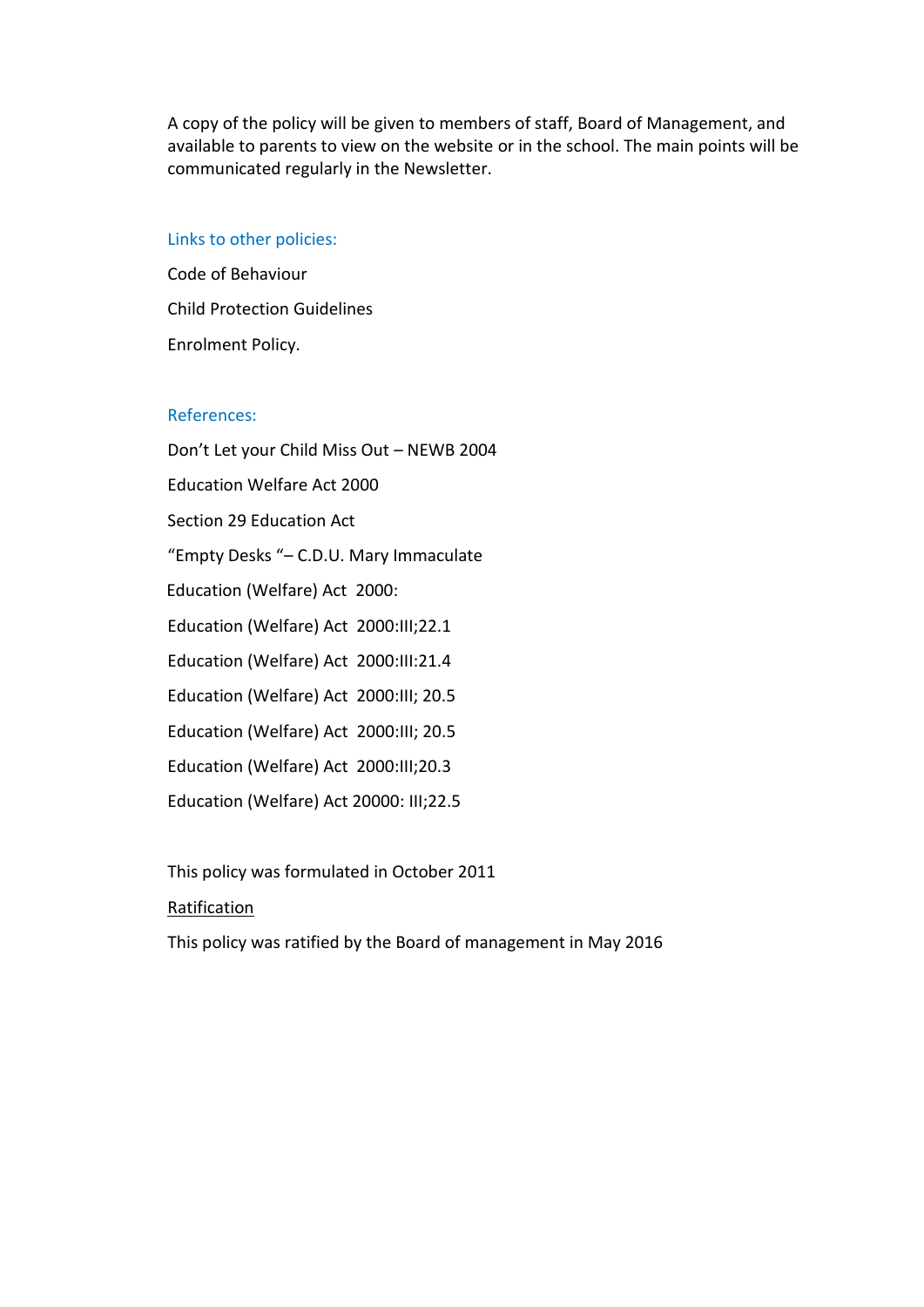A copy of the policy will be given to members of staff, Board of Management, and available to parents to view on the website or in the school. The main points will be communicated regularly in the Newsletter.

## Links to other policies:

Code of Behaviour

Child Protection Guidelines

Enrolment Policy.

## References:

Don't Let your Child Miss Out – NEWB 2004

Education Welfare Act 2000

Section 29 Education Act

"Empty Desks "– C.D.U. Mary Immaculate

Education (Welfare) Act 2000:

Education (Welfare) Act 2000:III;22.1

Education (Welfare) Act 2000:III:21.4

Education (Welfare) Act 2000:III; 20.5

Education (Welfare) Act 2000:III; 20.5

Education (Welfare) Act 2000:III;20.3

Education (Welfare) Act 20000: III;22.5

This policy was formulated in October 2011

Ratification

This policy was ratified by the Board of management in May 2016